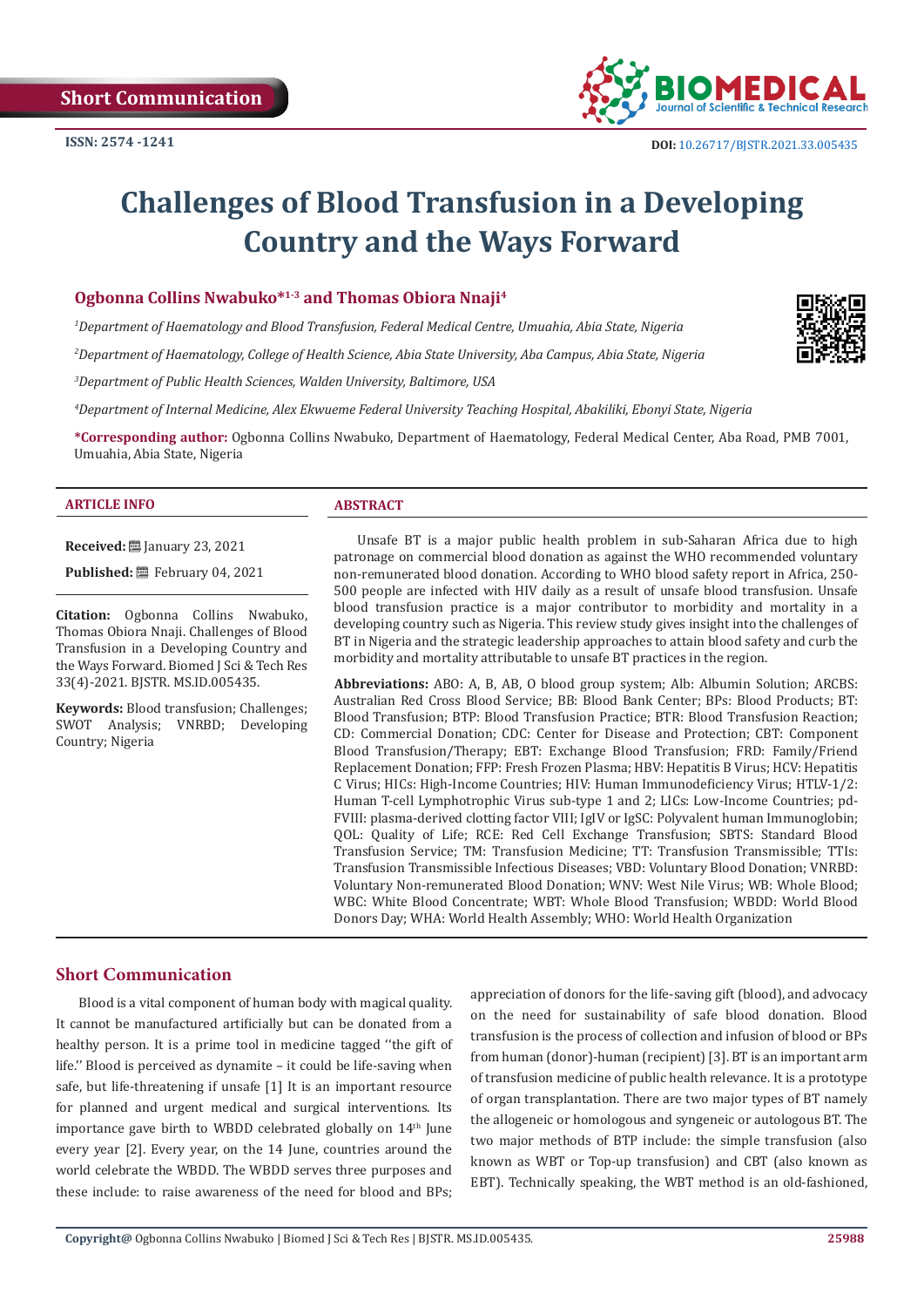Short Communication

ISSN: 2574 -1241

DOI: 10.26717/BJSTR.2021.33.005435

# Challenges of Blood Transfusion in a Developing Country and the Ways Forward

**Ogbonna Collins Nwabuko*[1-3] and Thomas Obiora Nnaji[4]**

[1]*Department of Haematology and Blood Transfusion, Federal Medical Centre, Umuahia, Abia State, Nigeria*

[2]*Department of Haematology, College of Health Science, Abia State University, Aba Campus, Abia State, Nigeria*

[3]*Department of Public Health Sciences, Walden University, Baltimore, USA*

[4]*Department of Internal Medicine, Alex Ekwueme Federal University Teaching Hospital, Abakiliki, Ebonyi State, Nigeria*

**\*Corresponding author:** Ogbonna Collins Nwabuko, Department of Haematology, Federal Medical Center, Aba Road, PMB 7001, Umuahia, Abia State, Nigeria

**ARTICLE INFO**

**Received:** January 23, 2021

**Published:** February 04, 2021

**Citation:** Ogbonna Collins Nwabuko, Thomas Obiora Nnaji. Challenges of Blood Transfusion in a Developing Country and the Ways Forward. Biomed J Sci & Tech Res 33(4)-2021. BJSTR. MS.ID.005435.

**Keywords:** Blood transfusion; Challenges; SWOT Analysis; VNRBD; Developing Country; Nigeria

**ABSTRACT**

Unsafe BT is a major public health problem in sub-Saharan Africa due to high patronage on commercial blood donation as against the WHO recommended voluntary non-remunerated blood donation. According to WHO blood safety report in Africa, 250-500 people are infected with HIV daily as a result of unsafe blood transfusion. Unsafe blood transfusion practice is a major contributor to morbidity and mortality in a developing country such as Nigeria. This review study gives insight into the challenges of BT in Nigeria and the strategic leadership approaches to attain blood safety and curb the morbidity and mortality attributable to unsafe BT practices in the region.

**Abbreviations:** ABO: A, B, AB, O blood group system; Alb: Albumin Solution; ARCBS: Australian Red Cross Blood Service; BB: Blood Bank Center; BPs: Blood Products; BT: Blood Transfusion; BTP: Blood Transfusion Practice; BTR: Blood Transfusion Reaction; CD: Commercial Donation; CDC: Center for Disease and Protection; CBT: Component Blood Transfusion/Therapy; EBT: Exchange Blood Transfusion; FRD: Family/Friend Replacement Donation; FFP: Fresh Frozen Plasma; HBV: Hepatitis B Virus; HCV: Hepatitis C Virus; HICs: High-Income Countries; HIV: Human Immunodeficiency Virus; HTLV-1/2: Human T-cell Lymphotrophic Virus sub-type 1 and 2; LICs: Low-Income Countries; pd-FVIII: plasma-derived clotting factor VIII; IgIV or IgSC: Polyvalent human Immunoglobin; QOL: Quality of Life; RCE: Red Cell Exchange Transfusion; SBTS: Standard Blood Transfusion Service; TM: Transfusion Medicine; TT: Transfusion Transmissible; TTIs: Transfusion Transmissible Infectious Diseases; VBD: Voluntary Blood Donation; VNRBD: Voluntary Non-remunerated Blood Donation; WNV: West Nile Virus; WB: Whole Blood; WBC: White Blood Concentrate; WBT: Whole Blood Transfusion; WBDD: World Blood Donors Day; WHA: World Health Assembly; WHO: World Health Organization

## Short Communication

Blood is a vital component of human body with magical quality. It cannot be manufactured artificially but can be donated from a healthy person. It is a prime tool in medicine tagged ''the gift of life.'' Blood is perceived as dynamite – it could be life-saving when safe, but life-threatening if unsafe [1] It is an important resource for planned and urgent medical and surgical interventions. Its importance gave birth to WBDD celebrated globally on 14th June every year [2]. Every year, on the 14 June, countries around the world celebrate the WBDD. The WBDD serves three purposes and these include: to raise awareness of the need for blood and BPs; appreciation of donors for the life-saving gift (blood), and advocacy on the need for sustainability of safe blood donation. Blood transfusion is the process of collection and infusion of blood or BPs from human (donor)-human (recipient) [3]. BT is an important arm of transfusion medicine of public health relevance. It is a prototype of organ transplantation. There are two major types of BT namely the allogeneic or homologous and syngeneic or autologous BT. The two major methods of BTP include: the simple transfusion (also known as WBT or Top-up transfusion) and CBT (also known as EBT). Technically speaking, the WBT method is an old-fashioned,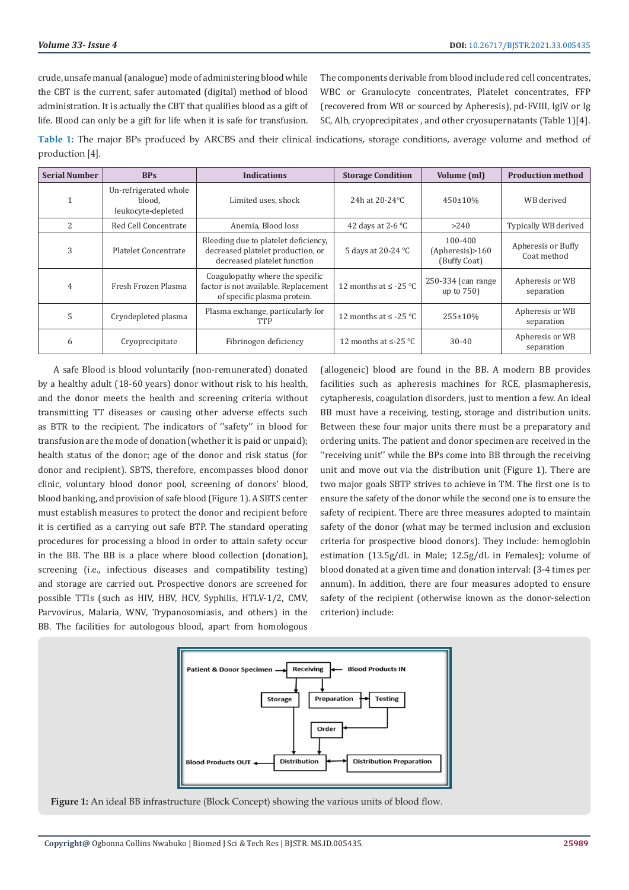crude, unsafe manual (analogue) mode of administering blood while the CBT is the current, safer automated (digital) method of blood administration. It is actually the CBT that qualifies blood as a gift of life. Blood can only be a gift for life when it is safe for transfusion.

The components derivable from blood include red cell concentrates, WBC or Granulocyte concentrates, Platelet concentrates, FFP (recovered from WB or sourced by Apheresis), pd-FVIII, IgIV or Ig SC, Alb, cryoprecipitates , and other cryosupernatants (Table 1)[4].

**Table 1:** The major BPs produced by ARCBS and their clinical indications, storage conditions, average volume and method of production [4].

| Serial Number | BPs | Indications | Storage Condition | Volume (ml) | Production method |
|---|---|---|---|---|---|
| 1 | Un-refrigerated whole blood, leukocyte-depleted | Limited uses, shock | 24h at 20-24°C | 450±10% | WB derived |
| 2 | Red Cell Concentrate | Anemia, Blood loss | 42 days at 2-6 °C | >240 | Typically WB derived |
| 3 | Platelet Concentrate | Bleeding due to platelet deficiency, decreased platelet production, or decreased platelet function | 5 days at 20-24 °C | 100-400 (Apheresis)>160 (Buffy Coat) | Apheresis or Buffy Coat method |
| 4 | Fresh Frozen Plasma | Coagulopathy where the specific factor is not available. Replacement of specific plasma protein. | 12 months at ≤ -25 °C | 250-334 (can range up to 750) | Apheresis or WB separation |
| 5 | Cryodepleted plasma | Plasma exchange, particularly for TTP | 12 months at ≤ -25 °C | 255±10% | Apheresis or WB separation |
| 6 | Cryoprecipitate | Fibrinogen deficiency | 12 months at ≤-25 °C | 30-40 | Apheresis or WB separation |

A safe Blood is blood voluntarily (non-remunerated) donated by a healthy adult (18-60 years) donor without risk to his health, and the donor meets the health and screening criteria without transmitting TT diseases or causing other adverse effects such as BTR to the recipient. The indicators of ''safety'' in blood for transfusion are the mode of donation (whether it is paid or unpaid); health status of the donor; age of the donor and risk status (for donor and recipient). SBTS, therefore, encompasses blood donor clinic, voluntary blood donor pool, screening of donors' blood, blood banking, and provision of safe blood (Figure 1). A SBTS center must establish measures to protect the donor and recipient before it is certified as a carrying out safe BTP. The standard operating procedures for processing a blood in order to attain safety occur in the BB. The BB is a place where blood collection (donation), screening (i.e., infectious diseases and compatibility testing) and storage are carried out. Prospective donors are screened for possible TTIs (such as HIV, HBV, HCV, Syphilis, HTLV-1/2, CMV, Parvovirus, Malaria, WNV, Trypanosomiasis, and others) in the BB. The facilities for autologous blood, apart from homologous (allogeneic) blood are found in the BB. A modern BB provides facilities such as apheresis machines for RCE, plasmapheresis, cytapheresis, coagulation disorders, just to mention a few. An ideal BB must have a receiving, testing, storage and distribution units. Between these four major units there must be a preparatory and ordering units. The patient and donor specimen are received in the ''receiving unit'' while the BPs come into BB through the receiving unit and move out via the distribution unit (Figure 1). There are two major goals SBTP strives to achieve in TM. The first one is to ensure the safety of the donor while the second one is to ensure the safety of recipient. There are three measures adopted to maintain safety of the donor (what may be termed inclusion and exclusion criteria for prospective blood donors). They include: hemoglobin estimation (13.5g/dL in Male; 12.5g/dL in Females); volume of blood donated at a given time and donation interval: (3-4 times per annum). In addition, there are four measures adopted to ensure safety of the recipient (otherwise known as the donor-selection criterion) include:

**Figure 1:** An ideal BB infrastructure (Block Concept) showing the various units of blood flow.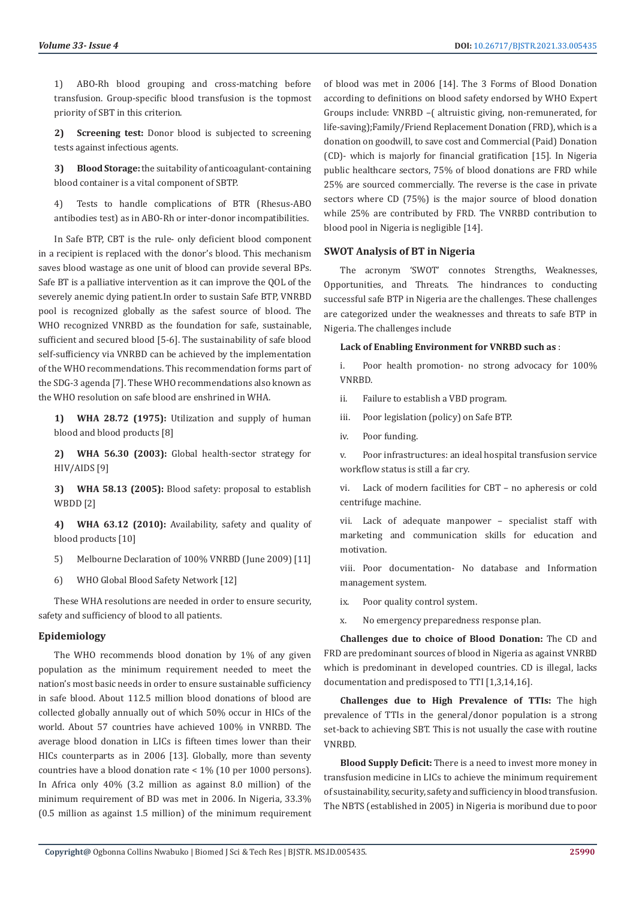1) ABO-Rh blood grouping and cross-matching before transfusion. Group-specific blood transfusion is the topmost priority of SBT in this criterion.

2) **Screening test:** Donor blood is subjected to screening tests against infectious agents.

3) **Blood Storage:** the suitability of anticoagulant-containing blood container is a vital component of SBTP.

4) Tests to handle complications of BTR (Rhesus-ABO antibodies test) as in ABO-Rh or inter-donor incompatibilities.

In Safe BTP, CBT is the rule- only deficient blood component in a recipient is replaced with the donor's blood. This mechanism saves blood wastage as one unit of blood can provide several BPs. Safe BT is a palliative intervention as it can improve the QOL of the severely anemic dying patient.In order to sustain Safe BTP, VNRBD pool is recognized globally as the safest source of blood. The WHO recognized VNRBD as the foundation for safe, sustainable, sufficient and secured blood [5-6]. The sustainability of safe blood self-sufficiency via VNRBD can be achieved by the implementation of the WHO recommendations. This recommendation forms part of the SDG-3 agenda [7]. These WHO recommendations also known as the WHO resolution on safe blood are enshrined in WHA.

1) **WHA 28.72 (1975):** Utilization and supply of human blood and blood products [8]

2) **WHA 56.30 (2003):** Global health-sector strategy for HIV/AIDS [9]

3) **WHA 58.13 (2005):** Blood safety: proposal to establish WBDD [2]

4) **WHA 63.12 (2010):** Availability, safety and quality of blood products [10]

5) Melbourne Declaration of 100% VNRBD (June 2009) [11]

6) WHO Global Blood Safety Network [12]

These WHA resolutions are needed in order to ensure security, safety and sufficiency of blood to all patients.

## Epidemiology

The WHO recommends blood donation by 1% of any given population as the minimum requirement needed to meet the nation's most basic needs in order to ensure sustainable sufficiency in safe blood. About 112.5 million blood donations of blood are collected globally annually out of which 50% occur in HICs of the world. About 57 countries have achieved 100% in VNRBD. The average blood donation in LICs is fifteen times lower than their HICs counterparts as in 2006 [13]. Globally, more than seventy countries have a blood donation rate < 1% (10 per 1000 persons). In Africa only 40% (3.2 million as against 8.0 million) of the minimum requirement of BD was met in 2006. In Nigeria, 33.3% (0.5 million as against 1.5 million) of the minimum requirement of blood was met in 2006 [14]. The 3 Forms of Blood Donation according to definitions on blood safety endorsed by WHO Expert Groups include: VNRBD –( altruistic giving, non-remunerated, for life-saving);Family/Friend Replacement Donation (FRD), which is a donation on goodwill, to save cost and Commercial (Paid) Donation (CD)- which is majorly for financial gratification [15]. In Nigeria public healthcare sectors, 75% of blood donations are FRD while 25% are sourced commercially. The reverse is the case in private sectors where CD (75%) is the major source of blood donation while 25% are contributed by FRD. The VNRBD contribution to blood pool in Nigeria is negligible [14].

## SWOT Analysis of BT in Nigeria

The acronym 'SWOT' connotes Strengths, Weaknesses, Opportunities, and Threats. The hindrances to conducting successful safe BTP in Nigeria are the challenges. These challenges are categorized under the weaknesses and threats to safe BTP in Nigeria. The challenges include

**Lack of Enabling Environment for VNRBD such as** :

i. Poor health promotion- no strong advocacy for 100% VNRBD.

ii. Failure to establish a VBD program.

iii. Poor legislation (policy) on Safe BTP.

iv. Poor funding.

v. Poor infrastructures: an ideal hospital transfusion service workflow status is still a far cry.

vi. Lack of modern facilities for CBT – no apheresis or cold centrifuge machine.

vii. Lack of adequate manpower – specialist staff with marketing and communication skills for education and motivation.

viii. Poor documentation- No database and Information management system.

ix. Poor quality control system.

x. No emergency preparedness response plan.

**Challenges due to choice of Blood Donation:** The CD and FRD are predominant sources of blood in Nigeria as against VNRBD which is predominant in developed countries. CD is illegal, lacks documentation and predisposed to TTI [1,3,14,16].

**Challenges due to High Prevalence of TTIs:** The high prevalence of TTIs in the general/donor population is a strong set-back to achieving SBT. This is not usually the case with routine VNRBD.

**Blood Supply Deficit:** There is a need to invest more money in transfusion medicine in LICs to achieve the minimum requirement of sustainability, security, safety and sufficiency in blood transfusion. The NBTS (established in 2005) in Nigeria is moribund due to poor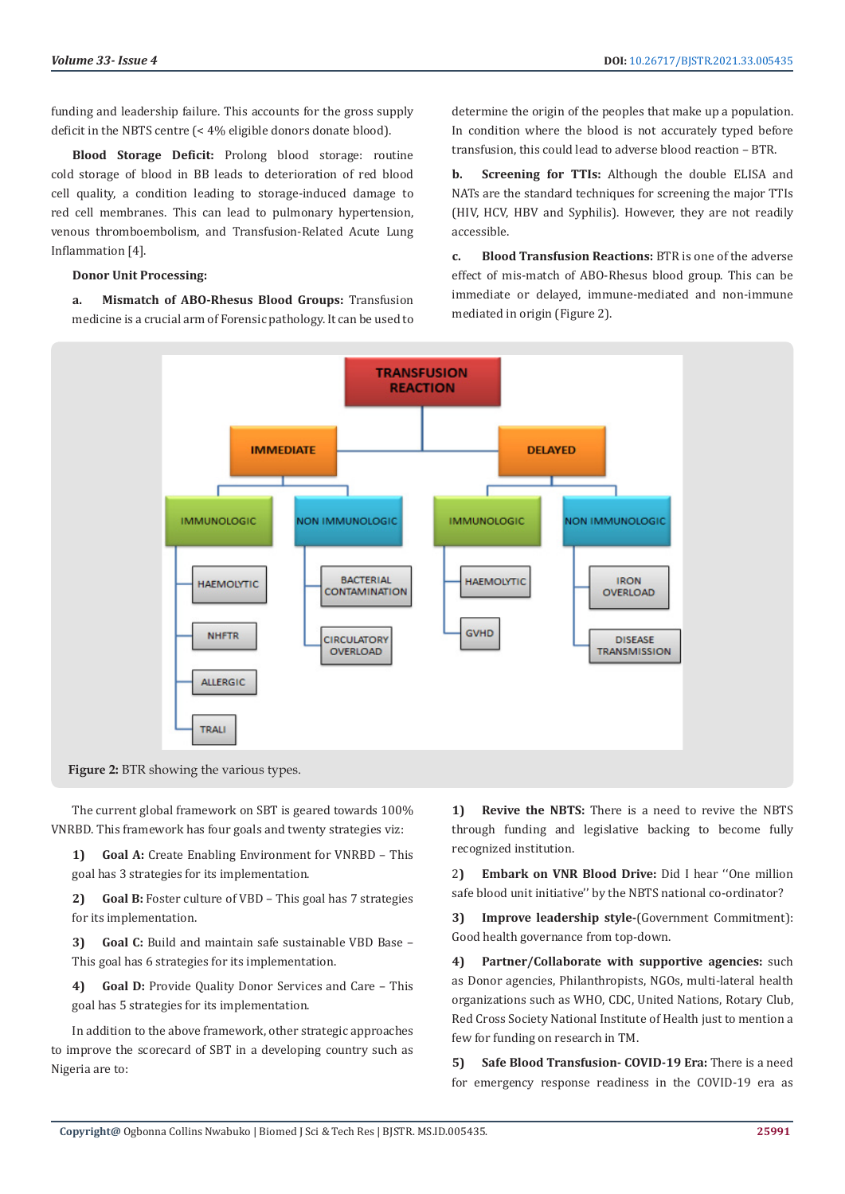funding and leadership failure. This accounts for the gross supply deficit in the NBTS centre (< 4% eligible donors donate blood).

**Blood Storage Deficit:** Prolong blood storage: routine cold storage of blood in BB leads to deterioration of red blood cell quality, a condition leading to storage-induced damage to red cell membranes. This can lead to pulmonary hypertension, venous thromboembolism, and Transfusion-Related Acute Lung Inflammation [4].

**Donor Unit Processing:**

**a. Mismatch of ABO-Rhesus Blood Groups:** Transfusion medicine is a crucial arm of Forensic pathology. It can be used to determine the origin of the peoples that make up a population. In condition where the blood is not accurately typed before transfusion, this could lead to adverse blood reaction – BTR.

**b. Screening for TTIs:** Although the double ELISA and NATs are the standard techniques for screening the major TTIs (HIV, HCV, HBV and Syphilis). However, they are not readily accessible.

**c. Blood Transfusion Reactions:** BTR is one of the adverse effect of mis-match of ABO-Rhesus blood group. This can be immediate or delayed, immune-mediated and non-immune mediated in origin (Figure 2).

TRANSFUSION REACTION
- IMMEDIATE
  - IMMUNOLOGIC: HAEMOLYTIC, NHFTR, ALLERGIC, TRALI
  - NON IMMUNOLOGIC: BACTERIAL CONTAMINATION, CIRCULATORY OVERLOAD
- DELAYED
  - IMMUNOLOGIC: HAEMOLYTIC, GVHD
  - NON IMMUNOLOGIC: IRON OVERLOAD, DISEASE TRANSMISSION

**Figure 2:** BTR showing the various types.

The current global framework on SBT is geared towards 100% VNRBD. This framework has four goals and twenty strategies viz:

1) **Goal A:** Create Enabling Environment for VNRBD – This goal has 3 strategies for its implementation.

2) **Goal B:** Foster culture of VBD – This goal has 7 strategies for its implementation.

3) **Goal C:** Build and maintain safe sustainable VBD Base – This goal has 6 strategies for its implementation.

4) **Goal D:** Provide Quality Donor Services and Care – This goal has 5 strategies for its implementation.

In addition to the above framework, other strategic approaches to improve the scorecard of SBT in a developing country such as Nigeria are to:

1) **Revive the NBTS:** There is a need to revive the NBTS through funding and legislative backing to become fully recognized institution.

2) **Embark on VNR Blood Drive:** Did I hear ''One million safe blood unit initiative'' by the NBTS national co-ordinator?

3) **Improve leadership style-**(Government Commitment): Good health governance from top-down.

4) **Partner/Collaborate with supportive agencies:** such as Donor agencies, Philanthropists, NGOs, multi-lateral health organizations such as WHO, CDC, United Nations, Rotary Club, Red Cross Society National Institute of Health just to mention a few for funding on research in TM.

5) **Safe Blood Transfusion- COVID-19 Era:** There is a need for emergency response readiness in the COVID-19 era as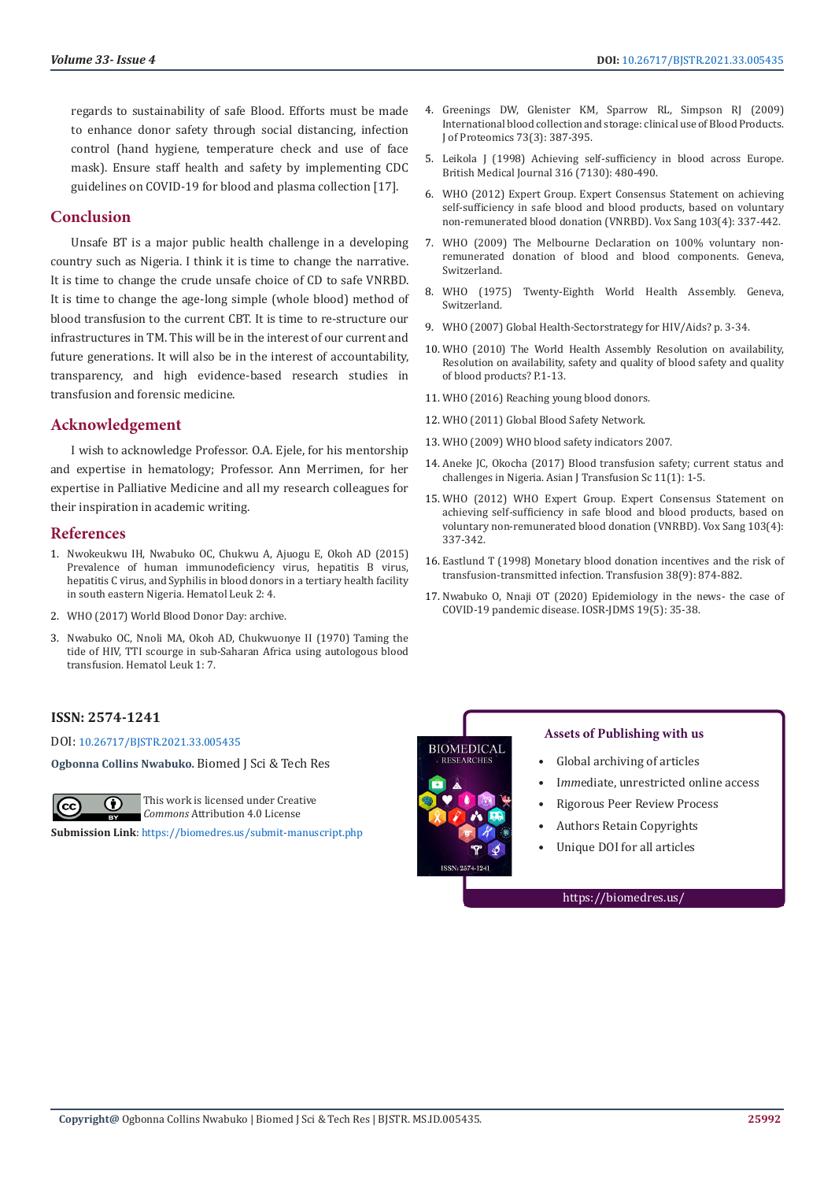regards to sustainability of safe Blood. Efforts must be made to enhance donor safety through social distancing, infection control (hand hygiene, temperature check and use of face mask). Ensure staff health and safety by implementing CDC guidelines on COVID-19 for blood and plasma collection [17].

## Conclusion

Unsafe BT is a major public health challenge in a developing country such as Nigeria. I think it is time to change the narrative. It is time to change the crude unsafe choice of CD to safe VNRBD. It is time to change the age-long simple (whole blood) method of blood transfusion to the current CBT. It is time to re-structure our infrastructures in TM. This will be in the interest of our current and future generations. It will also be in the interest of accountability, transparency, and high evidence-based research studies in transfusion and forensic medicine.

## Acknowledgement

I wish to acknowledge Professor. O.A. Ejele, for his mentorship and expertise in hematology; Professor. Ann Merrimen, for her expertise in Palliative Medicine and all my research colleagues for their inspiration in academic writing.

## References

1. Nwokeukwu IH, Nwabuko OC, Chukwu A, Ajuogu E, Okoh AD (2015) Prevalence of human immunodeficiency virus, hepatitis B virus, hepatitis C virus, and Syphilis in blood donors in a tertiary health facility in south eastern Nigeria. Hematol Leuk 2: 4.
2. WHO (2017) World Blood Donor Day: archive.
3. Nwabuko OC, Nnoli MA, Okoh AD, Chukwuonye II (1970) Taming the tide of HIV, TTI scourge in sub-Saharan Africa using autologous blood transfusion. Hematol Leuk 1: 7.
4. Greenings DW, Glenister KM, Sparrow RL, Simpson RJ (2009) International blood collection and storage: clinical use of Blood Products. J of Proteomics 73(3): 387-395.
5. Leikola J (1998) Achieving self-sufficiency in blood across Europe. British Medical Journal 316 (7130): 480-490.
6. WHO (2012) Expert Group. Expert Consensus Statement on achieving self-sufficiency in safe blood and blood products, based on voluntary non-remunerated blood donation (VNRBD). Vox Sang 103(4): 337-442.
7. WHO (2009) The Melbourne Declaration on 100% voluntary non-remunerated donation of blood and blood components. Geneva, Switzerland.
8. WHO (1975) Twenty-Eighth World Health Assembly. Geneva, Switzerland.
9. WHO (2007) Global Health-Sectorstrategy for HIV/Aids? p. 3-34.
10. WHO (2010) The World Health Assembly Resolution on availability, Resolution on availability, safety and quality of blood safety and quality of blood products? P.1-13.
11. WHO (2016) Reaching young blood donors.
12. WHO (2011) Global Blood Safety Network.
13. WHO (2009) WHO blood safety indicators 2007.
14. Aneke JC, Okocha (2017) Blood transfusion safety; current status and challenges in Nigeria. Asian J Transfusion Sc 11(1): 1-5.
15. WHO (2012) WHO Expert Group. Expert Consensus Statement on achieving self-sufficiency in safe blood and blood products, based on voluntary non-remunerated blood donation (VNRBD). Vox Sang 103(4): 337-342.
16. Eastlund T (1998) Monetary blood donation incentives and the risk of transfusion-transmitted infection. Transfusion 38(9): 874-882.
17. Nwabuko O, Nnaji OT (2020) Epidemiology in the news- the case of COVID-19 pandemic disease. IOSR-JDMS 19(5): 35-38.

**ISSN: 2574-1241**

DOI: 10.26717/BJSTR.2021.33.005435

**Ogbonna Collins Nwabuko.** Biomed J Sci & Tech Res

This work is licensed under Creative *Commons* Attribution 4.0 License

**Submission Link**: https://biomedres.us/submit-manuscript.php

**Assets of Publishing with us**

- Global archiving of articles
- Immediate, unrestricted online access
- Rigorous Peer Review Process
- Authors Retain Copyrights
- Unique DOI for all articles

https://biomedres.us/